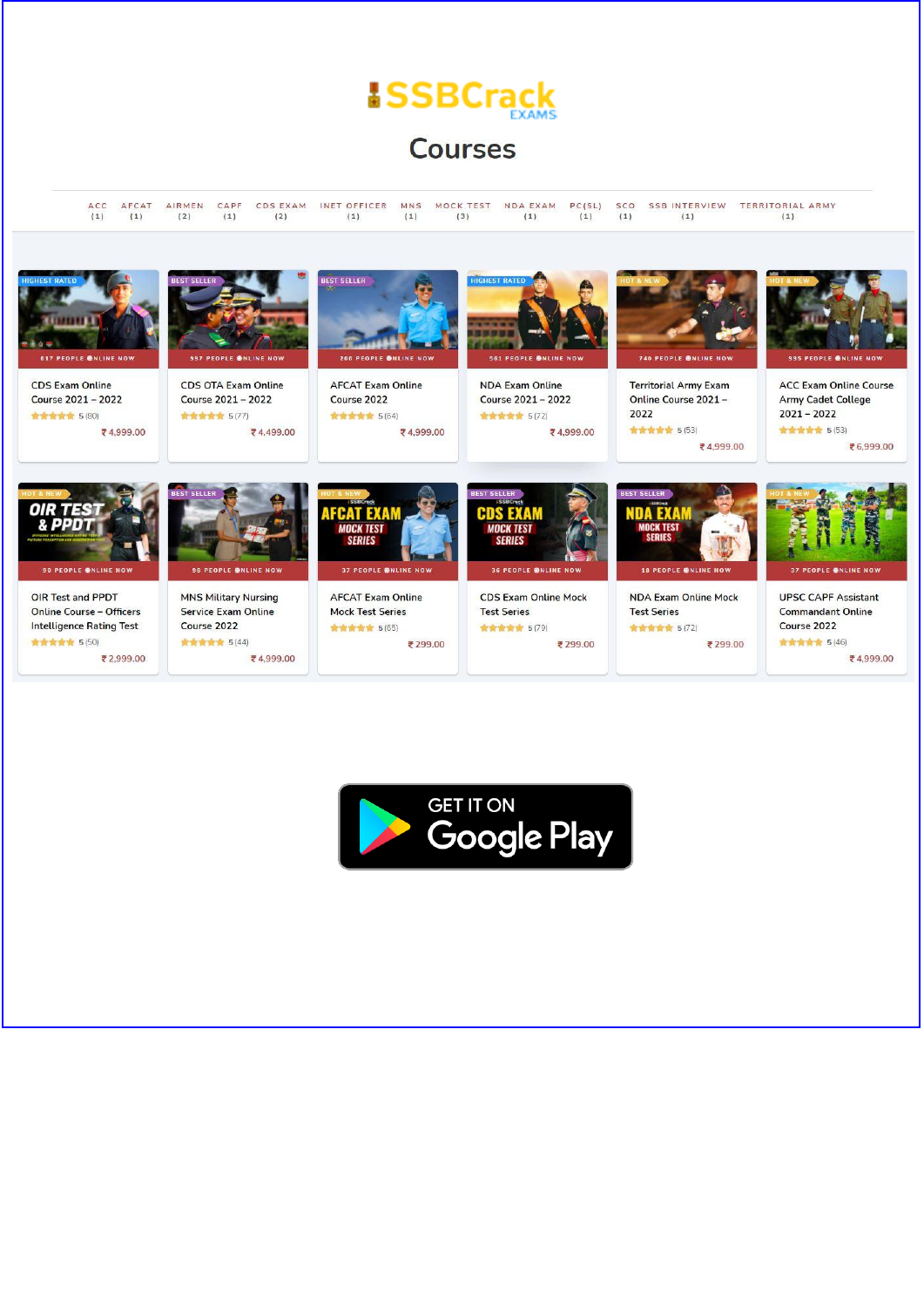SSBCrack EXAMS

# Courses

ACC (1) | AFCAT (1) | AIRMEN (2) | CAPF (1) | CDS EXAM (2) | INET OFFICER (1) | MNS (1) | MOCK TEST (3) | NDA EXAM (1) | PC(SL) (1) | SCO (1) | SSB INTERVIEW (1) | TERRITORIAL ARMY (1)

HIGHEST RATED — 617 PEOPLE ONLINE NOW
CDS Exam Online Course 2021 – 2022
5 (80)
₹ 4,999.00

BEST SELLER — 997 PEOPLE ONLINE NOW
CDS OTA Exam Online Course 2021 – 2022
5 (77)
₹ 4,499.00

BEST SELLER — 200 PEOPLE ONLINE NOW
AFCAT Exam Online Course 2022
5 (64)
₹ 4,999.00

HIGHEST RATED — 561 PEOPLE ONLINE NOW
NDA Exam Online Course 2021 – 2022
5 (72)
₹ 4,999.00

HOT & NEW — 740 PEOPLE ONLINE NOW
Territorial Army Exam Online Course 2021 – 2022
5 (53)
₹ 4,999.00

HOT & NEW — 995 PEOPLE ONLINE NOW
ACC Exam Online Course Army Cadet College 2021 – 2022
5 (53)
₹ 6,999.00

HOT & NEW — 90 PEOPLE ONLINE NOW
OIR Test and PPDT Online Course – Officers Intelligence Rating Test
5 (50)
₹ 2,999.00

BEST SELLER — 98 PEOPLE ONLINE NOW
MNS Military Nursing Service Exam Online Course 2022
5 (44)
₹ 4,999.00

HOT & NEW — 37 PEOPLE ONLINE NOW
AFCAT Exam Online Mock Test Series
5 (65)
₹ 299.00

BEST SELLER — 36 PEOPLE ONLINE NOW
CDS Exam Online Mock Test Series
5 (79)
₹ 299.00

BEST SELLER — 18 PEOPLE ONLINE NOW
NDA Exam Online Mock Test Series
5 (72)
₹ 299.00

HOT & NEW — 37 PEOPLE ONLINE NOW
UPSC CAPF Assistant Commandant Online Course 2022
5 (46)
₹ 4,999.00

GET IT ON Google Play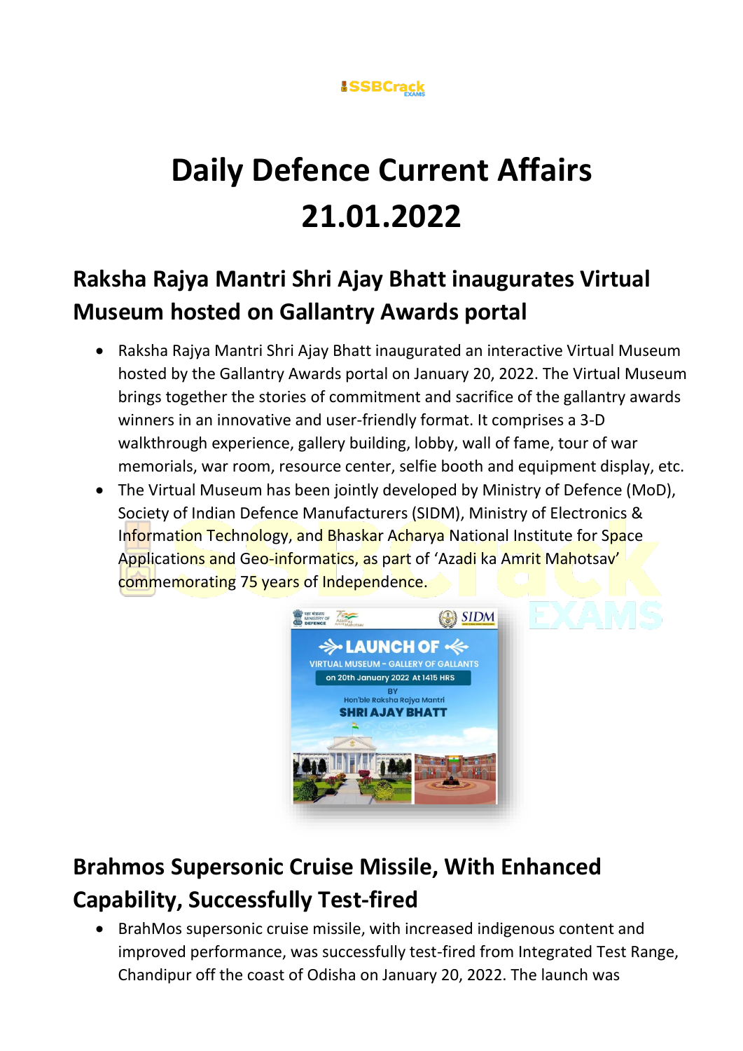# Daily Defence Current Affairs 21.01.2022

## Raksha Rajya Mantri Shri Ajay Bhatt inaugurates Virtual Museum hosted on Gallantry Awards portal

- Raksha Rajya Mantri Shri Ajay Bhatt inaugurated an interactive Virtual Museum hosted by the Gallantry Awards portal on January 20, 2022. The Virtual Museum brings together the stories of commitment and sacrifice of the gallantry awards winners in an innovative and user-friendly format. It comprises a 3-D walkthrough experience, gallery building, lobby, wall of fame, tour of war memorials, war room, resource center, selfie booth and equipment display, etc.
- The Virtual Museum has been jointly developed by Ministry of Defence (MoD), Society of Indian Defence Manufacturers (SIDM), Ministry of Electronics & Information Technology, and Bhaskar Acharya National Institute for Space Applications and Geo-informatics, as part of 'Azadi ka Amrit Mahotsav' commemorating 75 years of Independence.

## Brahmos Supersonic Cruise Missile, With Enhanced Capability, Successfully Test-fired

- BrahMos supersonic cruise missile, with increased indigenous content and improved performance, was successfully test-fired from Integrated Test Range, Chandipur off the coast of Odisha on January 20, 2022. The launch was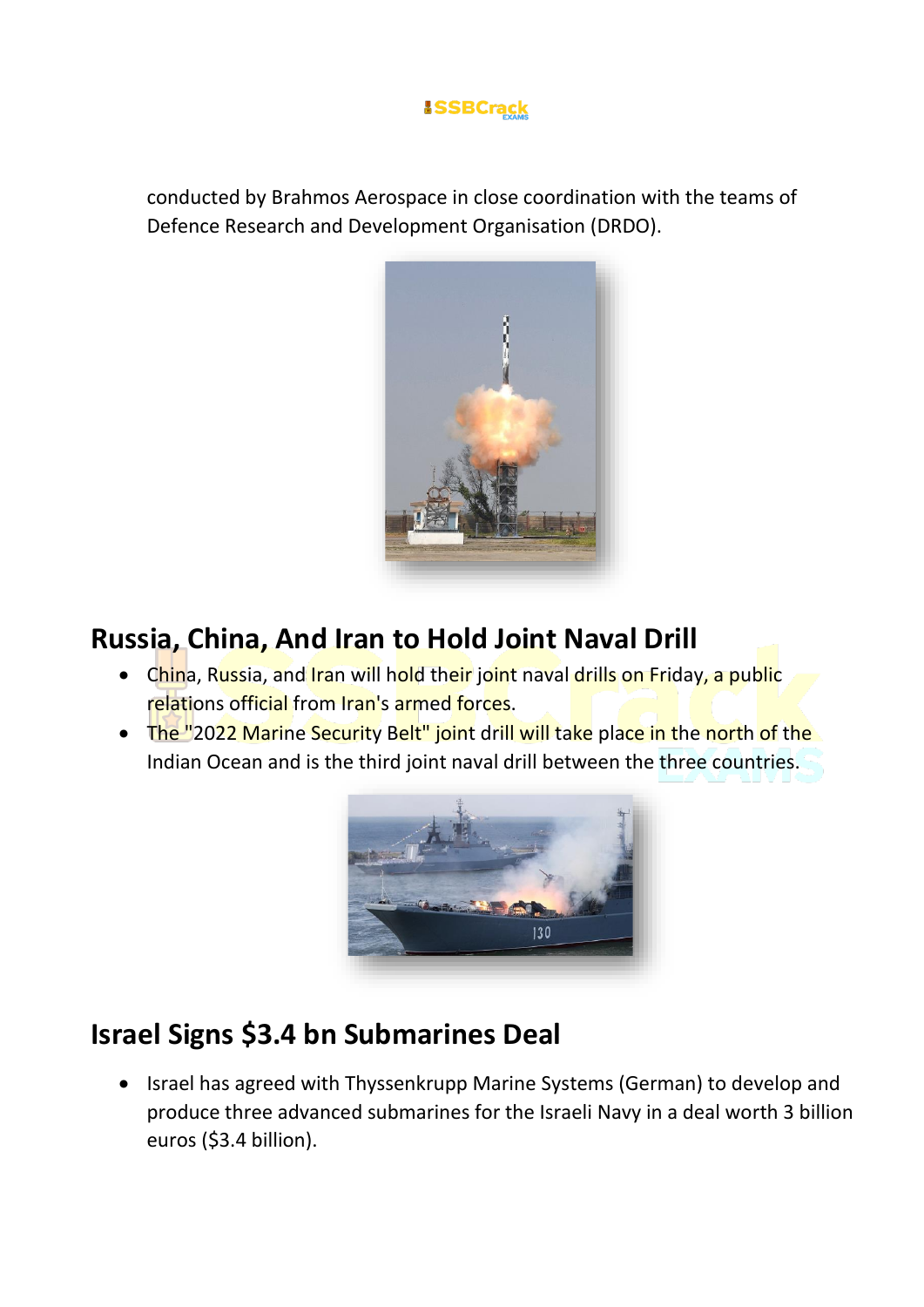conducted by Brahmos Aerospace in close coordination with the teams of Defence Research and Development Organisation (DRDO).

## Russia, China, And Iran to Hold Joint Naval Drill

- China, Russia, and Iran will hold their joint naval drills on Friday, a public relations official from Iran's armed forces.
- The "2022 Marine Security Belt" joint drill will take place in the north of the Indian Ocean and is the third joint naval drill between the three countries.

## Israel Signs $3.4 bn Submarines Deal

- Israel has agreed with Thyssenkrupp Marine Systems (German) to develop and produce three advanced submarines for the Israeli Navy in a deal worth 3 billion euros ($3.4 billion).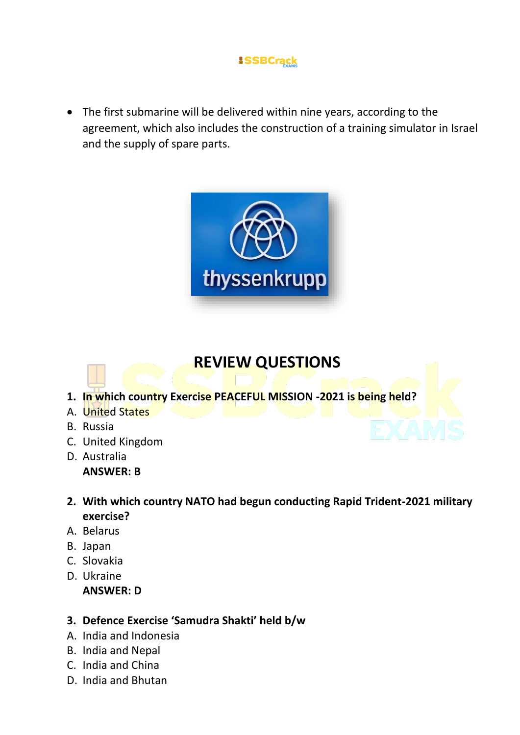- The first submarine will be delivered within nine years, according to the agreement, which also includes the construction of a training simulator in Israel and the supply of spare parts.

## REVIEW QUESTIONS

**1. In which country Exercise PEACEFUL MISSION -2021 is being held?**

A. United States
B. Russia
C. United Kingdom
D. Australia

**ANSWER: B**

**2. With which country NATO had begun conducting Rapid Trident-2021 military exercise?**

A. Belarus
B. Japan
C. Slovakia
D. Ukraine

**ANSWER: D**

**3. Defence Exercise 'Samudra Shakti' held b/w**

A. India and Indonesia
B. India and Nepal
C. India and China
D. India and Bhutan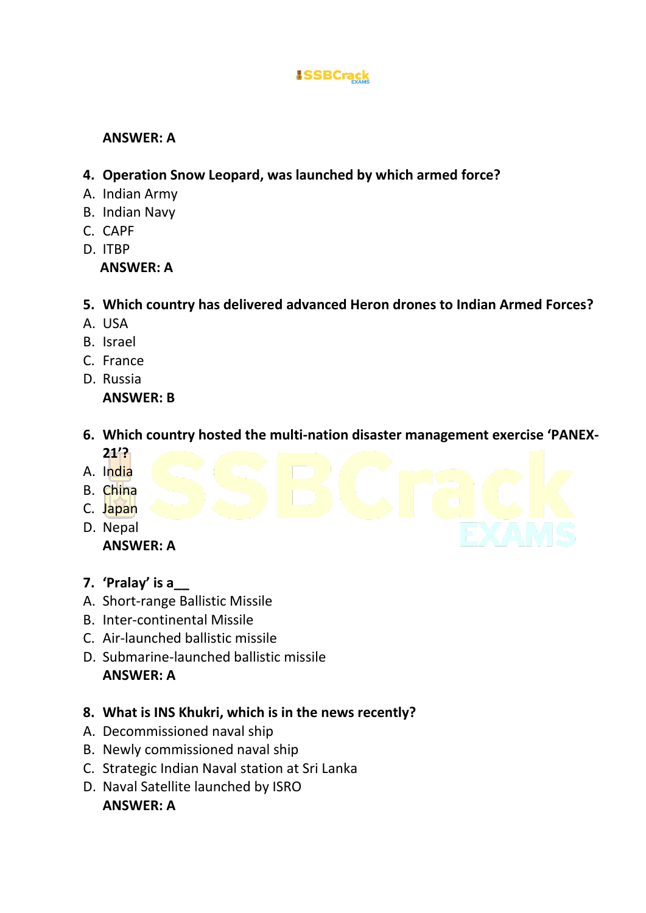**ANSWER: A**

**4. Operation Snow Leopard, was launched by which armed force?**

A. Indian Army
B. Indian Navy
C. CAPF
D. ITBP

**ANSWER: A**

**5. Which country has delivered advanced Heron drones to Indian Armed Forces?**

A. USA
B. Israel
C. France
D. Russia

**ANSWER: B**

**6. Which country hosted the multi-nation disaster management exercise 'PANEX-21'?**

A. India
B. China
C. Japan
D. Nepal

**ANSWER: A**

**7. 'Pralay' is a__**

A. Short-range Ballistic Missile
B. Inter-continental Missile
C. Air-launched ballistic missile
D. Submarine-launched ballistic missile

**ANSWER: A**

**8. What is INS Khukri, which is in the news recently?**

A. Decommissioned naval ship
B. Newly commissioned naval ship
C. Strategic Indian Naval station at Sri Lanka
D. Naval Satellite launched by ISRO

**ANSWER: A**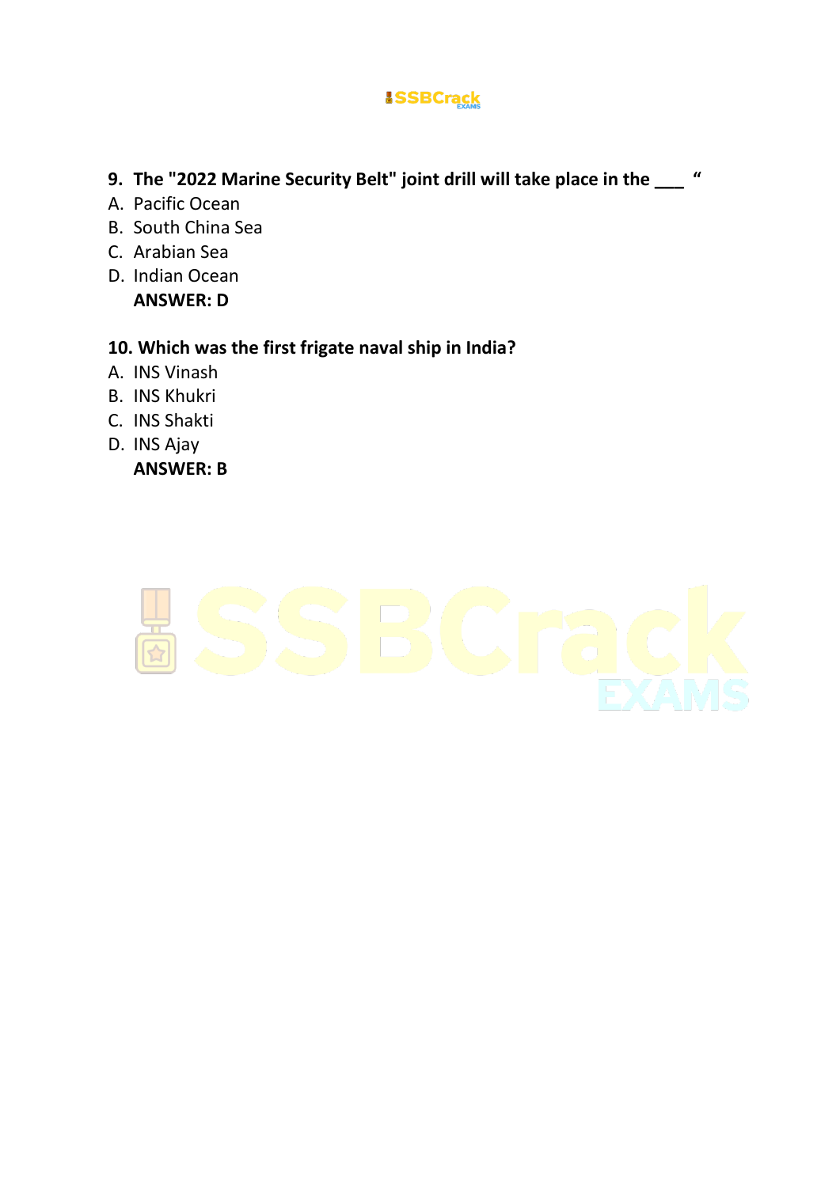**9. The "2022 Marine Security Belt" joint drill will take place in the ___ "**

A. Pacific Ocean
B. South China Sea
C. Arabian Sea
D. Indian Ocean

**ANSWER: D**

**10. Which was the first frigate naval ship in India?**

A. INS Vinash
B. INS Khukri
C. INS Shakti
D. INS Ajay

**ANSWER: B**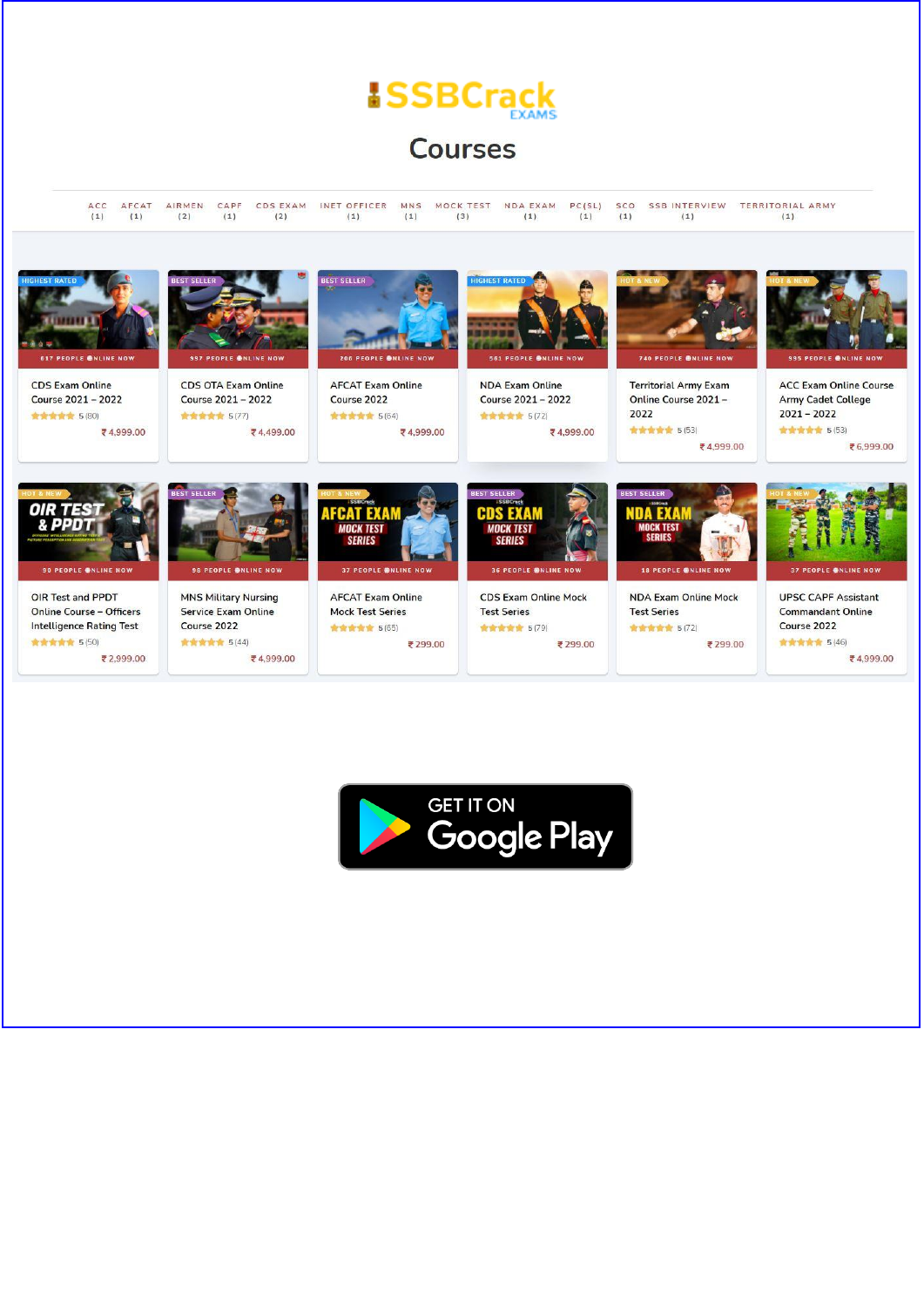SSBCrack EXAMS

# Courses

ACC (1) | AFCAT (1) | AIRMEN (2) | CAPF (1) | CDS EXAM (2) | INET OFFICER (1) | MNS (1) | MOCK TEST (3) | NDA EXAM (1) | PC(SL) (1) | SCO (1) | SSB INTERVIEW (1) | TERRITORIAL ARMY (1)

HIGHEST RATED
617 PEOPLE ONLINE NOW
CDS Exam Online Course 2021 – 2022
5 (80)
₹ 4,999.00

BEST SELLER
997 PEOPLE ONLINE NOW
CDS OTA Exam Online Course 2021 – 2022
5 (77)
₹ 4,499.00

BEST SELLER
200 PEOPLE ONLINE NOW
AFCAT Exam Online Course 2022
5 (64)
₹ 4,999.00

HIGHEST RATED
561 PEOPLE ONLINE NOW
NDA Exam Online Course 2021 – 2022
5 (72)
₹ 4,999.00

HOT & NEW
740 PEOPLE ONLINE NOW
Territorial Army Exam Online Course 2021 – 2022
5 (53)
₹ 4,999.00

HOT & NEW
995 PEOPLE ONLINE NOW
ACC Exam Online Course Army Cadet College 2021 – 2022
5 (53)
₹ 6,999.00

HOT & NEW
90 PEOPLE ONLINE NOW
OIR Test and PPDT Online Course – Officers Intelligence Rating Test
5 (50)
₹ 2,999.00

BEST SELLER
98 PEOPLE ONLINE NOW
MNS Military Nursing Service Exam Online Course 2022
5 (44)
₹ 4,999.00

HOT & NEW
37 PEOPLE ONLINE NOW
AFCAT Exam Online Mock Test Series
5 (65)
₹ 299.00

BEST SELLER
36 PEOPLE ONLINE NOW
CDS Exam Online Mock Test Series
5 (79)
₹ 299.00

BEST SELLER
18 PEOPLE ONLINE NOW
NDA Exam Online Mock Test Series
5 (72)
₹ 299.00

HOT & NEW
37 PEOPLE ONLINE NOW
UPSC CAPF Assistant Commandant Online Course 2022
5 (46)
₹ 4,999.00

GET IT ON Google Play